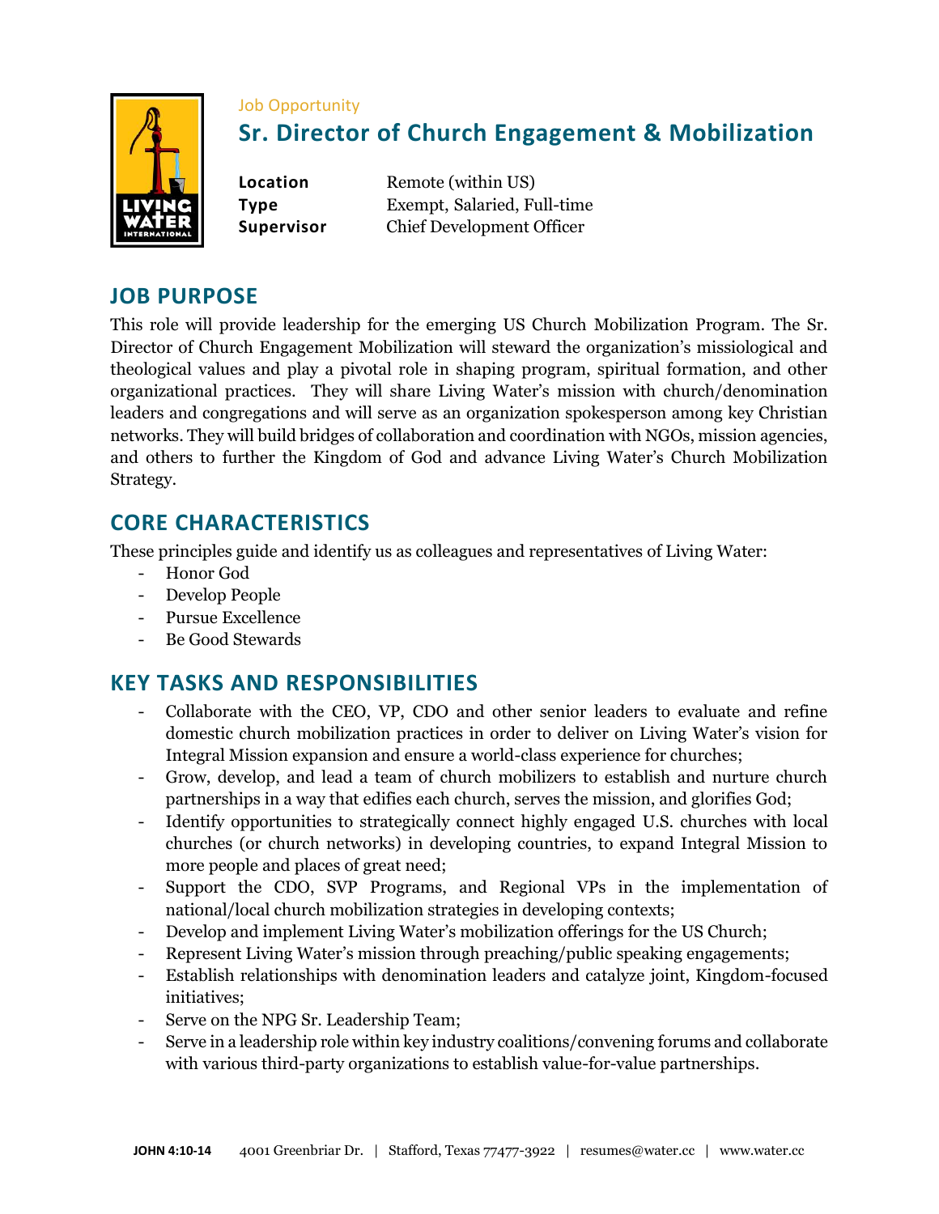Job Opportunity

# Sr. Director of Church Engagement & Mobilization

**Location** Remote (within US)
**Type** Exempt, Salaried, Full-time
**Supervisor** Chief Development Officer

## JOB PURPOSE

This role will provide leadership for the emerging US Church Mobilization Program. The Sr. Director of Church Engagement Mobilization will steward the organization's missiological and theological values and play a pivotal role in shaping program, spiritual formation, and other organizational practices. They will share Living Water's mission with church/denomination leaders and congregations and will serve as an organization spokesperson among key Christian networks. They will build bridges of collaboration and coordination with NGOs, mission agencies, and others to further the Kingdom of God and advance Living Water's Church Mobilization Strategy.

## CORE CHARACTERISTICS

These principles guide and identify us as colleagues and representatives of Living Water:

- Honor God
- Develop People
- Pursue Excellence
- Be Good Stewards

## KEY TASKS AND RESPONSIBILITIES

- Collaborate with the CEO, VP, CDO and other senior leaders to evaluate and refine domestic church mobilization practices in order to deliver on Living Water's vision for Integral Mission expansion and ensure a world-class experience for churches;
- Grow, develop, and lead a team of church mobilizers to establish and nurture church partnerships in a way that edifies each church, serves the mission, and glorifies God;
- Identify opportunities to strategically connect highly engaged U.S. churches with local churches (or church networks) in developing countries, to expand Integral Mission to more people and places of great need;
- Support the CDO, SVP Programs, and Regional VPs in the implementation of national/local church mobilization strategies in developing contexts;
- Develop and implement Living Water's mobilization offerings for the US Church;
- Represent Living Water's mission through preaching/public speaking engagements;
- Establish relationships with denomination leaders and catalyze joint, Kingdom-focused initiatives;
- Serve on the NPG Sr. Leadership Team;
- Serve in a leadership role within key industry coalitions/convening forums and collaborate with various third-party organizations to establish value-for-value partnerships.

JOHN 4:10-14 4001 Greenbriar Dr. | Stafford, Texas 77477-3922 | resumes@water.cc | www.water.cc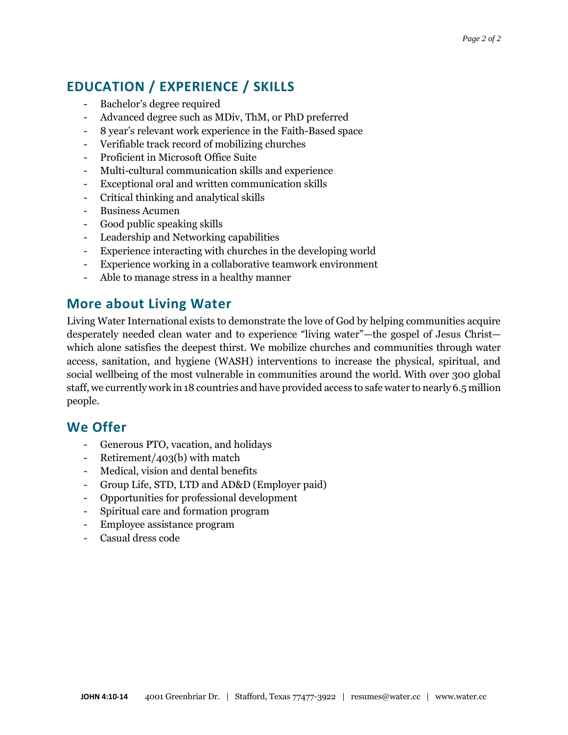## EDUCATION / EXPERIENCE / SKILLS

- Bachelor's degree required
- Advanced degree such as MDiv, ThM, or PhD preferred
- 8 year's relevant work experience in the Faith-Based space
- Verifiable track record of mobilizing churches
- Proficient in Microsoft Office Suite
- Multi-cultural communication skills and experience
- Exceptional oral and written communication skills
- Critical thinking and analytical skills
- Business Acumen
- Good public speaking skills
- Leadership and Networking capabilities
- Experience interacting with churches in the developing world
- Experience working in a collaborative teamwork environment
- Able to manage stress in a healthy manner

## More about Living Water

Living Water International exists to demonstrate the love of God by helping communities acquire desperately needed clean water and to experience "living water"—the gospel of Jesus Christ—which alone satisfies the deepest thirst. We mobilize churches and communities through water access, sanitation, and hygiene (WASH) interventions to increase the physical, spiritual, and social wellbeing of the most vulnerable in communities around the world. With over 300 global staff, we currently work in 18 countries and have provided access to safe water to nearly 6.5 million people.

## We Offer

- Generous PTO, vacation, and holidays
- Retirement/403(b) with match
- Medical, vision and dental benefits
- Group Life, STD, LTD and AD&D (Employer paid)
- Opportunities for professional development
- Spiritual care and formation program
- Employee assistance program
- Casual dress code

**JOHN 4:10-14** 4001 Greenbriar Dr. | Stafford, Texas 77477-3922 | resumes@water.cc | www.water.cc